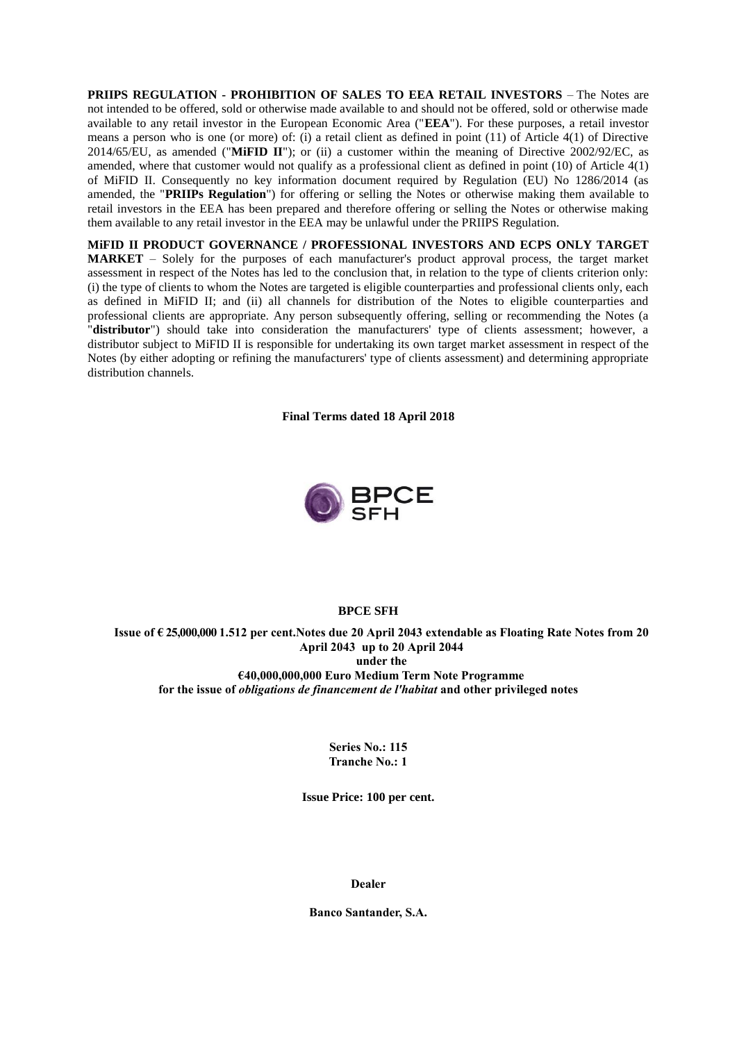**PRIIPS REGULATION - PROHIBITION OF SALES TO EEA RETAIL INVESTORS** – The Notes are not intended to be offered, sold or otherwise made available to and should not be offered, sold or otherwise made available to any retail investor in the European Economic Area ("**EEA**"). For these purposes, a retail investor means a person who is one (or more) of: (i) a retail client as defined in point (11) of Article 4(1) of Directive 2014/65/EU, as amended ("**MiFID II**"); or (ii) a customer within the meaning of Directive 2002/92/EC, as amended, where that customer would not qualify as a professional client as defined in point (10) of Article 4(1) of MiFID II. Consequently no key information document required by Regulation (EU) No 1286/2014 (as amended, the "**PRIIPs Regulation**") for offering or selling the Notes or otherwise making them available to retail investors in the EEA has been prepared and therefore offering or selling the Notes or otherwise making them available to any retail investor in the EEA may be unlawful under the PRIIPS Regulation.

**MiFID II PRODUCT GOVERNANCE / PROFESSIONAL INVESTORS AND ECPS ONLY TARGET MARKET** – Solely for the purposes of each manufacturer's product approval process, the target market assessment in respect of the Notes has led to the conclusion that, in relation to the type of clients criterion only: (i) the type of clients to whom the Notes are targeted is eligible counterparties and professional clients only, each as defined in MiFID II; and (ii) all channels for distribution of the Notes to eligible counterparties and professional clients are appropriate. Any person subsequently offering, selling or recommending the Notes (a "**distributor**") should take into consideration the manufacturers' type of clients assessment; however, a distributor subject to MiFID II is responsible for undertaking its own target market assessment in respect of the Notes (by either adopting or refining the manufacturers' type of clients assessment) and determining appropriate distribution channels.

**Final Terms dated 18 April 2018**

BPCE SFH

**BPCE SFH**

**Issue of € 25,000,000 1.512 per cent.Notes due 20 April 2043 extendable as Floating Rate Notes from 20 April 2043 up to 20 April 2044**
**under the**
**€40,000,000,000 Euro Medium Term Note Programme**
**for the issue of *obligations de financement de l'habitat* and other privileged notes**

**Series No.: 115**
**Tranche No.: 1**

**Issue Price: 100 per cent.**

**Dealer**

**Banco Santander, S.A.**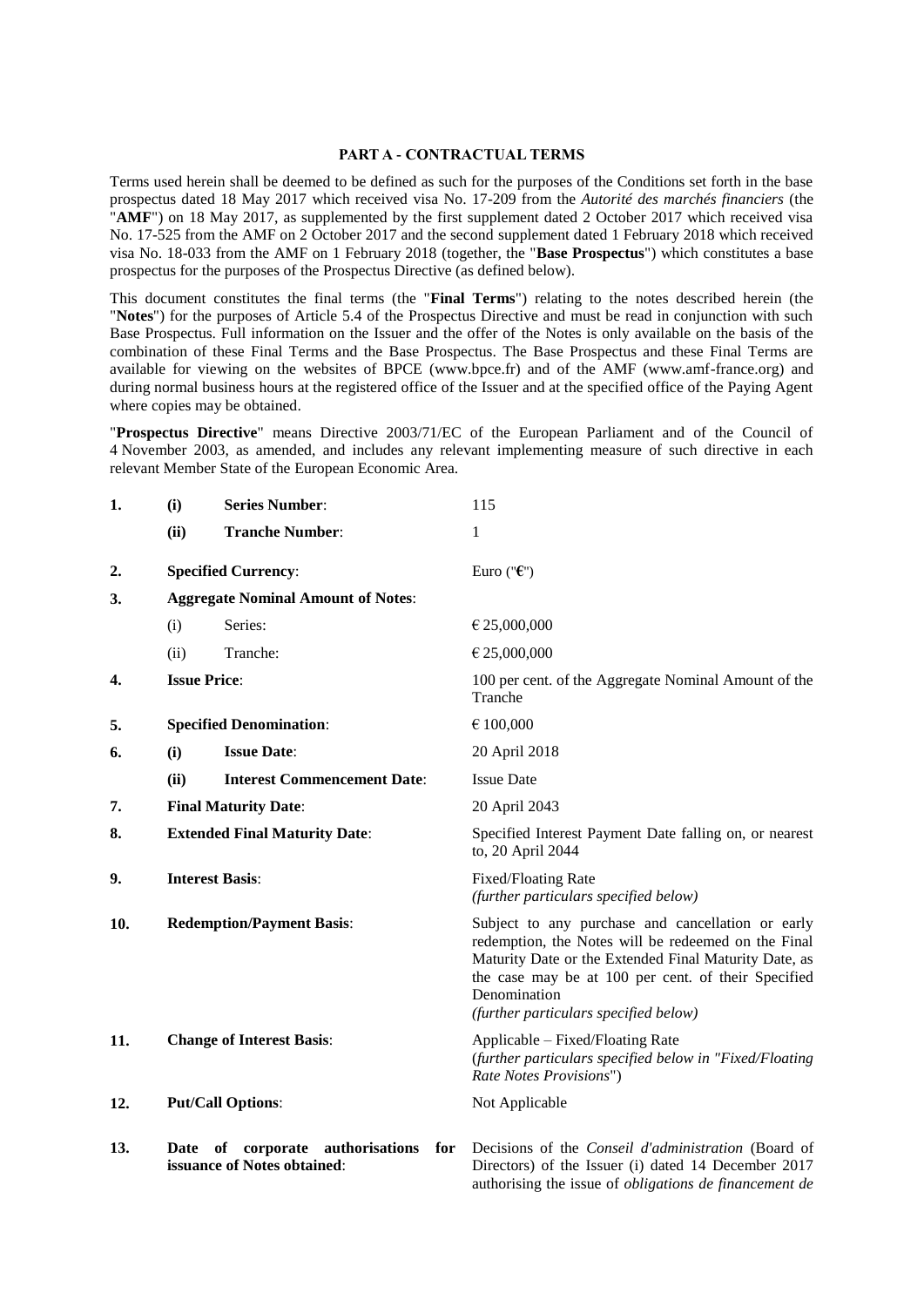## PART A - CONTRACTUAL TERMS

Terms used herein shall be deemed to be defined as such for the purposes of the Conditions set forth in the base prospectus dated 18 May 2017 which received visa No. 17-209 from the *Autorité des marchés financiers* (the "**AMF**") on 18 May 2017, as supplemented by the first supplement dated 2 October 2017 which received visa No. 17-525 from the AMF on 2 October 2017 and the second supplement dated 1 February 2018 which received visa No. 18-033 from the AMF on 1 February 2018 (together, the "**Base Prospectus**") which constitutes a base prospectus for the purposes of the Prospectus Directive (as defined below).

This document constitutes the final terms (the "**Final Terms**") relating to the notes described herein (the "**Notes**") for the purposes of Article 5.4 of the Prospectus Directive and must be read in conjunction with such Base Prospectus. Full information on the Issuer and the offer of the Notes is only available on the basis of the combination of these Final Terms and the Base Prospectus. The Base Prospectus and these Final Terms are available for viewing on the websites of BPCE (www.bpce.fr) and of the AMF (www.amf-france.org) and during normal business hours at the registered office of the Issuer and at the specified office of the Paying Agent where copies may be obtained.

"**Prospectus Directive**" means Directive 2003/71/EC of the European Parliament and of the Council of 4 November 2003, as amended, and includes any relevant implementing measure of such directive in each relevant Member State of the European Economic Area.

| | | | |
|---|---|---|---|
| **1.** | **(i)** | **Series Number**: | 115 |
| | **(ii)** | **Tranche Number**: | 1 |
| **2.** | **Specified Currency**: | | Euro ("**€**") |
| **3.** | **Aggregate Nominal Amount of Notes**: | | |
| | (i) | Series: | € 25,000,000 |
| | (ii) | Tranche: | € 25,000,000 |
| **4.** | **Issue Price**: | | 100 per cent. of the Aggregate Nominal Amount of the Tranche |
| **5.** | **Specified Denomination**: | | € 100,000 |
| **6.** | **(i)** | **Issue Date**: | 20 April 2018 |
| | **(ii)** | **Interest Commencement Date**: | Issue Date |
| **7.** | **Final Maturity Date**: | | 20 April 2043 |
| **8.** | **Extended Final Maturity Date**: | | Specified Interest Payment Date falling on, or nearest to, 20 April 2044 |
| **9.** | **Interest Basis**: | | Fixed/Floating Rate<br>*(further particulars specified below)* |
| **10.** | **Redemption/Payment Basis**: | | Subject to any purchase and cancellation or early redemption, the Notes will be redeemed on the Final Maturity Date or the Extended Final Maturity Date, as the case may be at 100 per cent. of their Specified Denomination<br>*(further particulars specified below)* |
| **11.** | **Change of Interest Basis**: | | Applicable – Fixed/Floating Rate<br>(*further particulars specified below in "Fixed/Floating Rate Notes Provisions"*) |
| **12.** | **Put/Call Options**: | | Not Applicable |
| **13.** | **Date of corporate authorisations for issuance of Notes obtained**: | | Decisions of the *Conseil d'administration* (Board of Directors) of the Issuer (i) dated 14 December 2017 authorising the issue of *obligations de financement de* |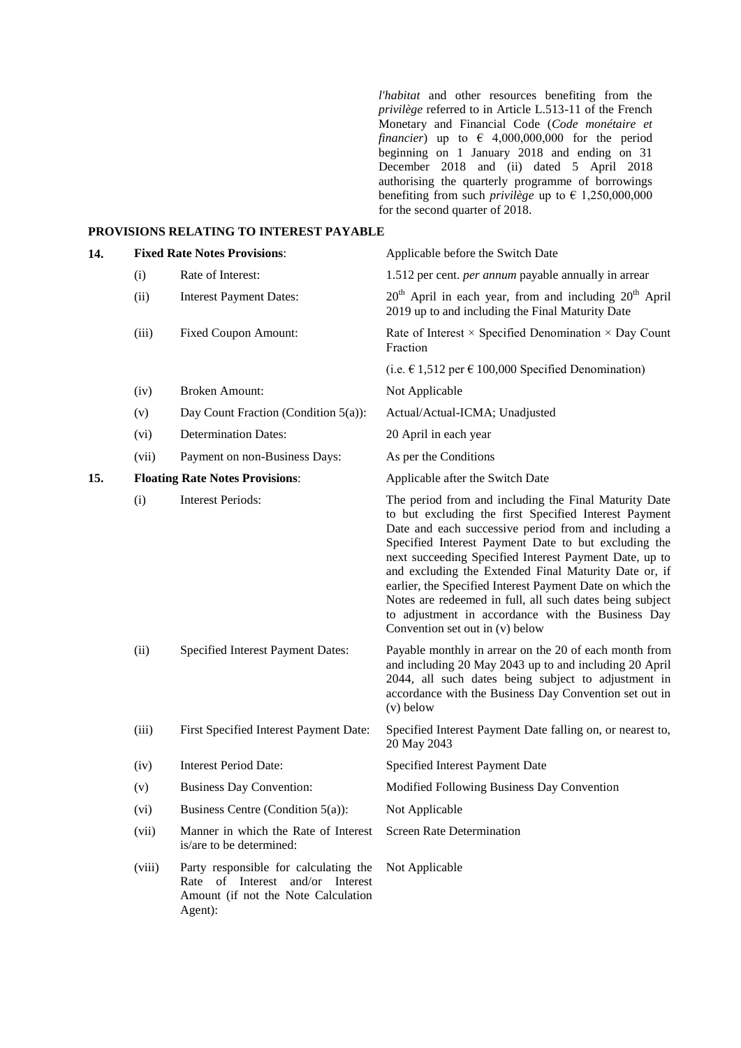*l'habitat* and other resources benefiting from the *privilège* referred to in Article L.513-11 of the French Monetary and Financial Code (*Code monétaire et financier*) up to € 4,000,000,000 for the period beginning on 1 January 2018 and ending on 31 December 2018 and (ii) dated 5 April 2018 authorising the quarterly programme of borrowings benefiting from such *privilège* up to € 1,250,000,000 for the second quarter of 2018.

**PROVISIONS RELATING TO INTEREST PAYABLE**

| | | | |
|---|---|---|---|
| **14.** | **Fixed Rate Notes Provisions**: | | Applicable before the Switch Date |
| | (i) | Rate of Interest: | 1.512 per cent. *per annum* payable annually in arrear |
| | (ii) | Interest Payment Dates: | 20th April in each year, from and including 20th April 2019 up to and including the Final Maturity Date |
| | (iii) | Fixed Coupon Amount: | Rate of Interest × Specified Denomination × Day Count Fraction<br><br>(i.e. € 1,512 per € 100,000 Specified Denomination) |
| | (iv) | Broken Amount: | Not Applicable |
| | (v) | Day Count Fraction (Condition 5(a)): | Actual/Actual-ICMA; Unadjusted |
| | (vi) | Determination Dates: | 20 April in each year |
| | (vii) | Payment on non-Business Days: | As per the Conditions |
| **15.** | **Floating Rate Notes Provisions**: | | Applicable after the Switch Date |
| | (i) | Interest Periods: | The period from and including the Final Maturity Date to but excluding the first Specified Interest Payment Date and each successive period from and including a Specified Interest Payment Date to but excluding the next succeeding Specified Interest Payment Date, up to and excluding the Extended Final Maturity Date or, if earlier, the Specified Interest Payment Date on which the Notes are redeemed in full, all such dates being subject to adjustment in accordance with the Business Day Convention set out in (v) below |
| | (ii) | Specified Interest Payment Dates: | Payable monthly in arrear on the 20 of each month from and including 20 May 2043 up to and including 20 April 2044, all such dates being subject to adjustment in accordance with the Business Day Convention set out in (v) below |
| | (iii) | First Specified Interest Payment Date: | Specified Interest Payment Date falling on, or nearest to, 20 May 2043 |
| | (iv) | Interest Period Date: | Specified Interest Payment Date |
| | (v) | Business Day Convention: | Modified Following Business Day Convention |
| | (vi) | Business Centre (Condition 5(a)): | Not Applicable |
| | (vii) | Manner in which the Rate of Interest is/are to be determined: | Screen Rate Determination |
| | (viii) | Party responsible for calculating the Rate of Interest and/or Interest Amount (if not the Note Calculation Agent): | Not Applicable |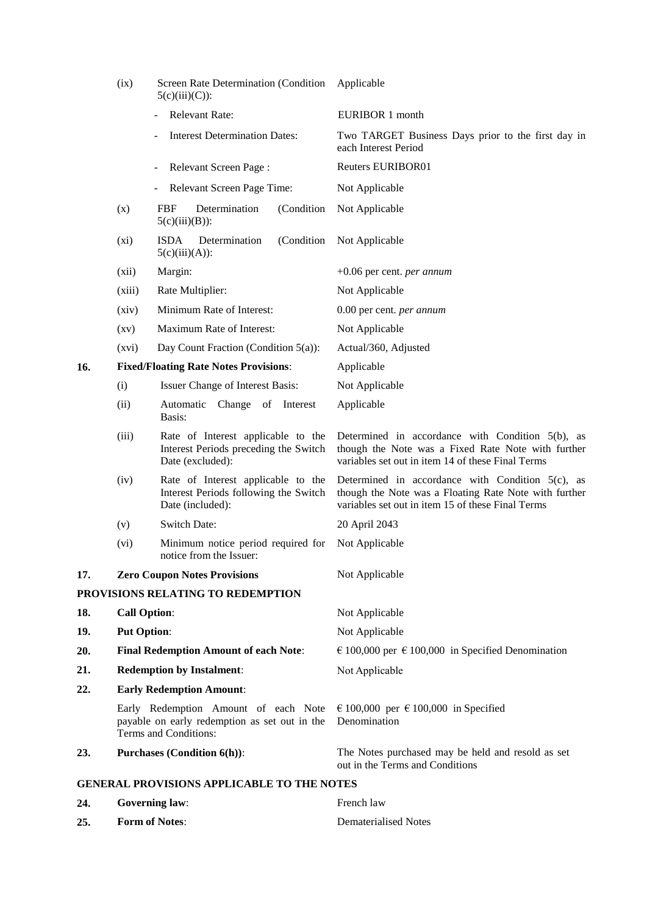| | | | |
|---|---|---|---|
| | (ix) | Screen Rate Determination (Condition 5(c)(iii)(C)): | Applicable |
| | | - Relevant Rate: | EURIBOR 1 month |
| | | - Interest Determination Dates: | Two TARGET Business Days prior to the first day in each Interest Period |
| | | - Relevant Screen Page : | Reuters EURIBOR01 |
| | | - Relevant Screen Page Time: | Not Applicable |
| | (x) | FBF Determination (Condition 5(c)(iii)(B)): | Not Applicable |
| | (xi) | ISDA Determination (Condition 5(c)(iii)(A)): | Not Applicable |
| | (xii) | Margin: | +0.06 per cent. *per annum* |
| | (xiii) | Rate Multiplier: | Not Applicable |
| | (xiv) | Minimum Rate of Interest: | 0.00 per cent. *per annum* |
| | (xv) | Maximum Rate of Interest: | Not Applicable |
| | (xvi) | Day Count Fraction (Condition 5(a)): | Actual/360, Adjusted |
| **16.** | **Fixed/Floating Rate Notes Provisions**: | | Applicable |
| | (i) | Issuer Change of Interest Basis: | Not Applicable |
| | (ii) | Automatic Change of Interest Basis: | Applicable |
| | (iii) | Rate of Interest applicable to the Interest Periods preceding the Switch Date (excluded): | Determined in accordance with Condition 5(b), as though the Note was a Fixed Rate Note with further variables set out in item 14 of these Final Terms |
| | (iv) | Rate of Interest applicable to the Interest Periods following the Switch Date (included): | Determined in accordance with Condition 5(c), as though the Note was a Floating Rate Note with further variables set out in item 15 of these Final Terms |
| | (v) | Switch Date: | 20 April 2043 |
| | (vi) | Minimum notice period required for notice from the Issuer: | Not Applicable |
| **17.** | **Zero Coupon Notes Provisions** | | Not Applicable |

**PROVISIONS RELATING TO REDEMPTION**

| | | |
|---|---|---|
| **18.** | **Call Option**: | Not Applicable |
| **19.** | **Put Option**: | Not Applicable |
| **20.** | **Final Redemption Amount of each Note**: | € 100,000 per € 100,000 in Specified Denomination |
| **21.** | **Redemption by Instalment**: | Not Applicable |
| **22.** | **Early Redemption Amount**: | |
| | Early Redemption Amount of each Note payable on early redemption as set out in the Terms and Conditions: | € 100,000 per € 100,000 in Specified Denomination |
| **23.** | **Purchases (Condition 6(h))**: | The Notes purchased may be held and resold as set out in the Terms and Conditions |

**GENERAL PROVISIONS APPLICABLE TO THE NOTES**

| | | |
|---|---|---|
| **24.** | **Governing law**: | French law |
| **25.** | **Form of Notes**: | Dematerialised Notes |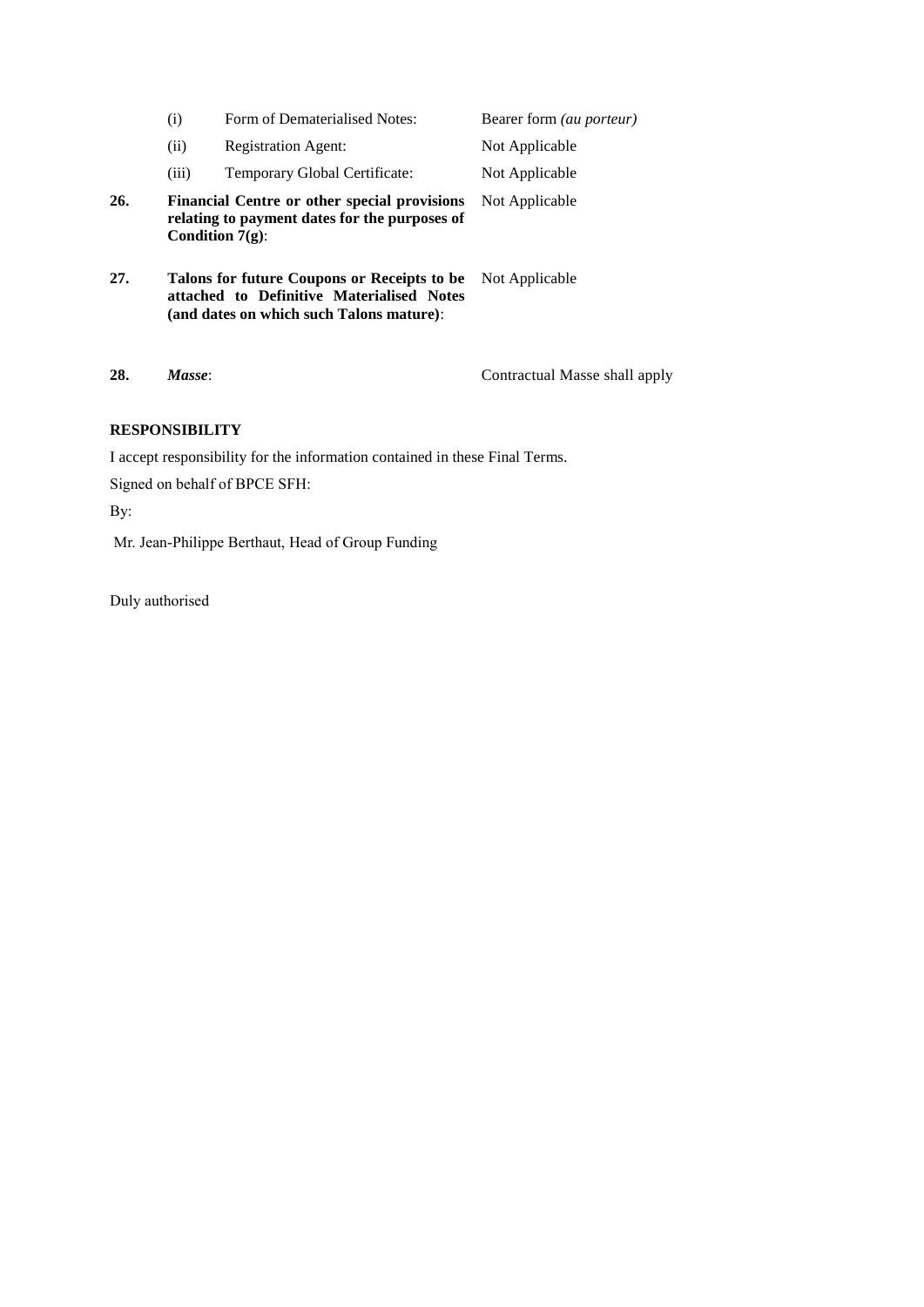| | | |
|---|---|---|
| | (i) Form of Dematerialised Notes: | Bearer form *(au porteur)* |
| | (ii) Registration Agent: | Not Applicable |
| | (iii) Temporary Global Certificate: | Not Applicable |
| **26.** | **Financial Centre or other special provisions relating to payment dates for the purposes of Condition 7(g)**: | Not Applicable |
| **27.** | **Talons for future Coupons or Receipts to be attached to Definitive Materialised Notes (and dates on which such Talons mature)**: | Not Applicable |
| **28.** | ***Masse***: | Contractual Masse shall apply |

**RESPONSIBILITY**

I accept responsibility for the information contained in these Final Terms.

Signed on behalf of BPCE SFH:

By:

Mr. Jean-Philippe Berthaut, Head of Group Funding

Duly authorised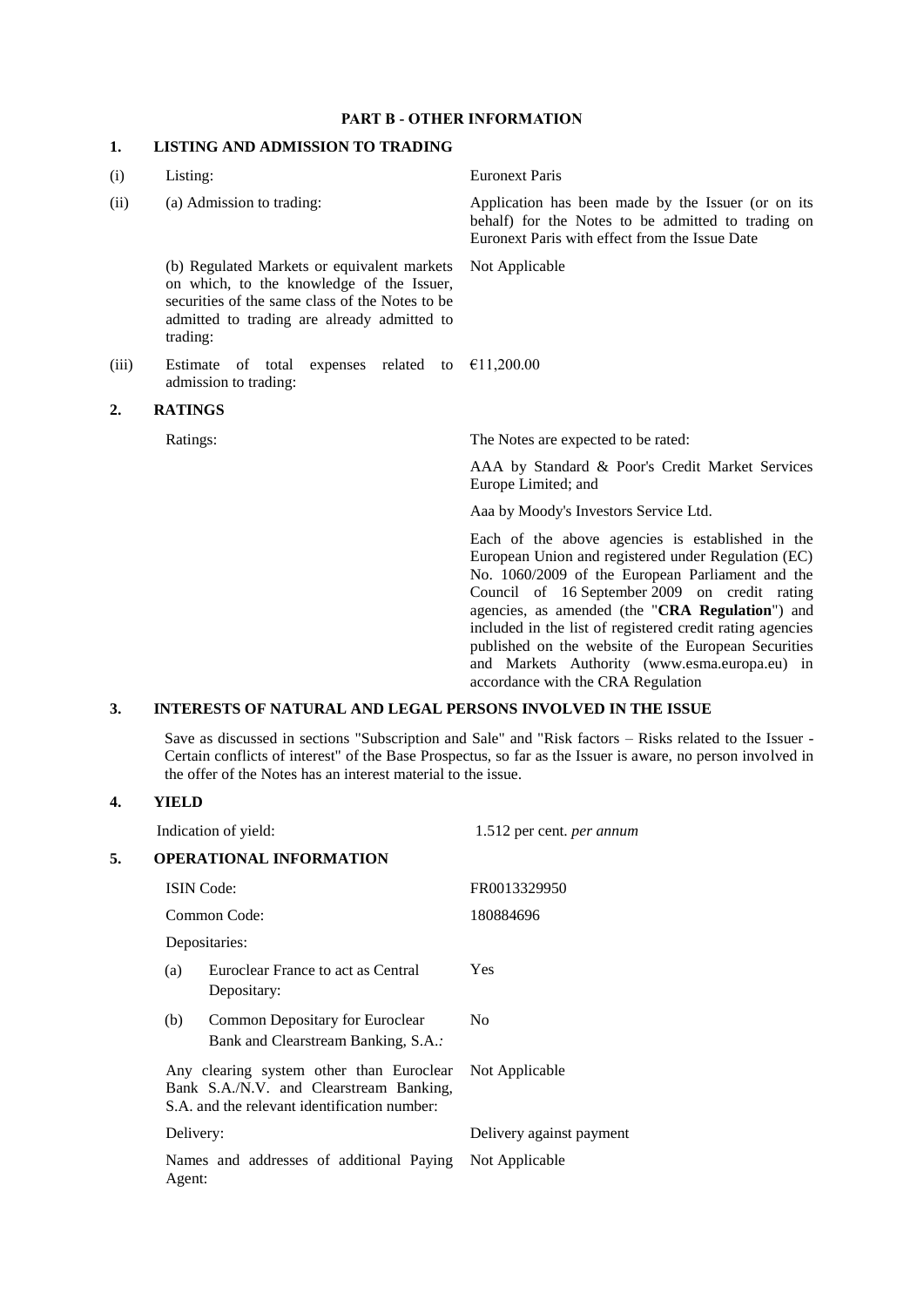## PART B - OTHER INFORMATION

### 1. LISTING AND ADMISSION TO TRADING

| | | |
|---|---|---|
| (i) | Listing: | Euronext Paris |
| (ii) | (a) Admission to trading: | Application has been made by the Issuer (or on its behalf) for the Notes to be admitted to trading on Euronext Paris with effect from the Issue Date |
| | (b) Regulated Markets or equivalent markets on which, to the knowledge of the Issuer, securities of the same class of the Notes to be admitted to trading are already admitted to trading: | Not Applicable |
| (iii) | Estimate of total expenses related to admission to trading: | €11,200.00 |

### 2. RATINGS

Ratings: The Notes are expected to be rated:

AAA by Standard & Poor's Credit Market Services Europe Limited; and

Aaa by Moody's Investors Service Ltd.

Each of the above agencies is established in the European Union and registered under Regulation (EC) No. 1060/2009 of the European Parliament and the Council of 16 September 2009 on credit rating agencies, as amended (the "**CRA Regulation**") and included in the list of registered credit rating agencies published on the website of the European Securities and Markets Authority (www.esma.europa.eu) in accordance with the CRA Regulation

### 3. INTERESTS OF NATURAL AND LEGAL PERSONS INVOLVED IN THE ISSUE

Save as discussed in sections "Subscription and Sale" and "Risk factors – Risks related to the Issuer - Certain conflicts of interest" of the Base Prospectus, so far as the Issuer is aware, no person involved in the offer of the Notes has an interest material to the issue.

### 4. YIELD

Indication of yield: 1.512 per cent. *per annum*

### 5. OPERATIONAL INFORMATION

| | |
|---|---|
| ISIN Code: | FR0013329950 |
| Common Code: | 180884696 |
| Depositaries: | |
| (a) Euroclear France to act as Central Depositary: | Yes |
| (b) Common Depositary for Euroclear Bank and Clearstream Banking, S.A.*:* | No |
| Any clearing system other than Euroclear Bank S.A./N.V. and Clearstream Banking, S.A. and the relevant identification number: | Not Applicable |
| Delivery: | Delivery against payment |
| Names and addresses of additional Paying Agent: | Not Applicable |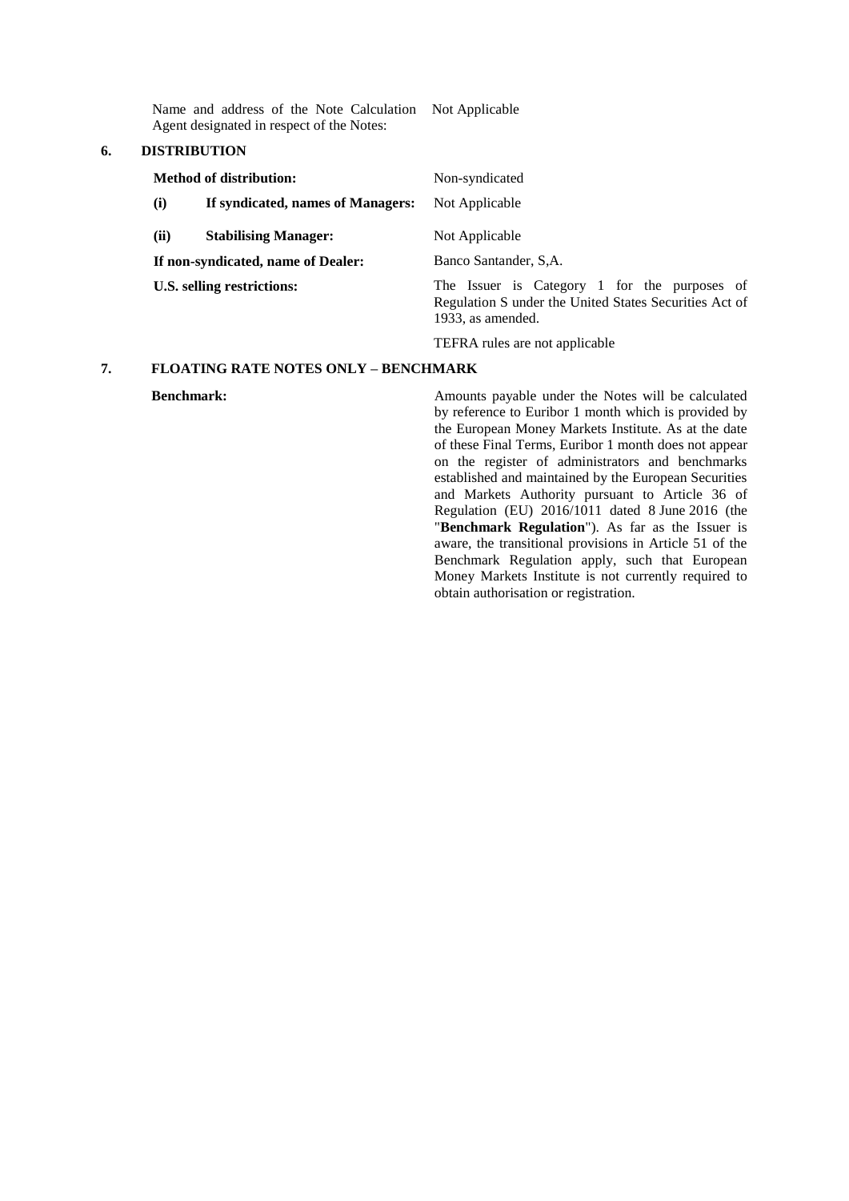| | |
|---|---|
| Name and address of the Note Calculation Agent designated in respect of the Notes: | Not Applicable |

## 6. DISTRIBUTION

| | |
|---|---|
| **Method of distribution:** | Non-syndicated |
| **(i) If syndicated, names of Managers:** | Not Applicable |
| **(ii) Stabilising Manager:** | Not Applicable |
| **If non-syndicated, name of Dealer:** | Banco Santander, S,A. |
| **U.S. selling restrictions:** | The Issuer is Category 1 for the purposes of Regulation S under the United States Securities Act of 1933, as amended. |
| | TEFRA rules are not applicable |

## 7. FLOATING RATE NOTES ONLY – BENCHMARK

| | |
|---|---|
| **Benchmark:** | Amounts payable under the Notes will be calculated by reference to Euribor 1 month which is provided by the European Money Markets Institute. As at the date of these Final Terms, Euribor 1 month does not appear on the register of administrators and benchmarks established and maintained by the European Securities and Markets Authority pursuant to Article 36 of Regulation (EU) 2016/1011 dated 8 June 2016 (the "**Benchmark Regulation**"). As far as the Issuer is aware, the transitional provisions in Article 51 of the Benchmark Regulation apply, such that European Money Markets Institute is not currently required to obtain authorisation or registration. |